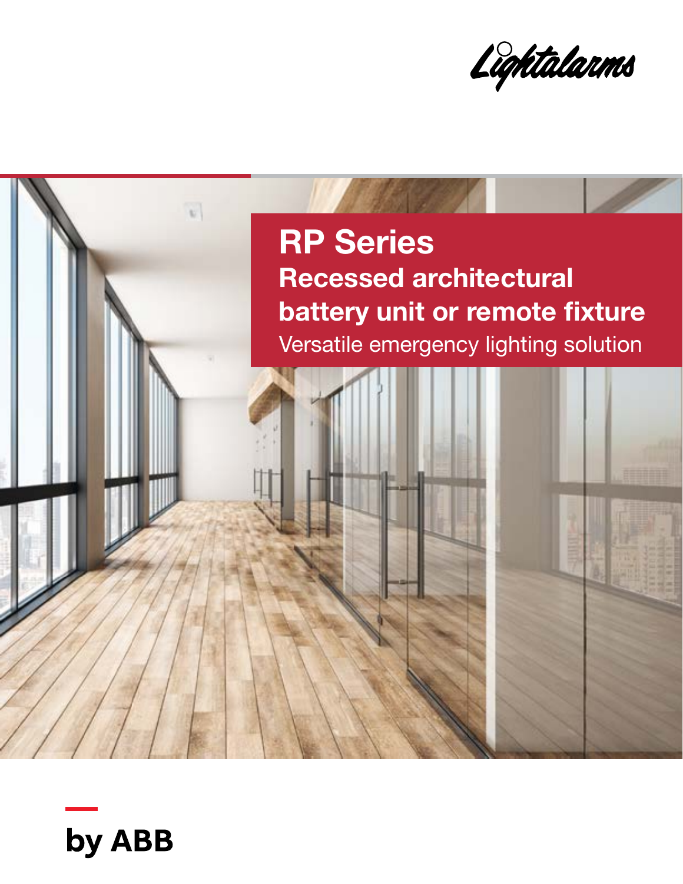Lightalarms

# RP Series

## Recessed architectural battery unit or remote fixture

Versatile emergency lighting solution

by ABB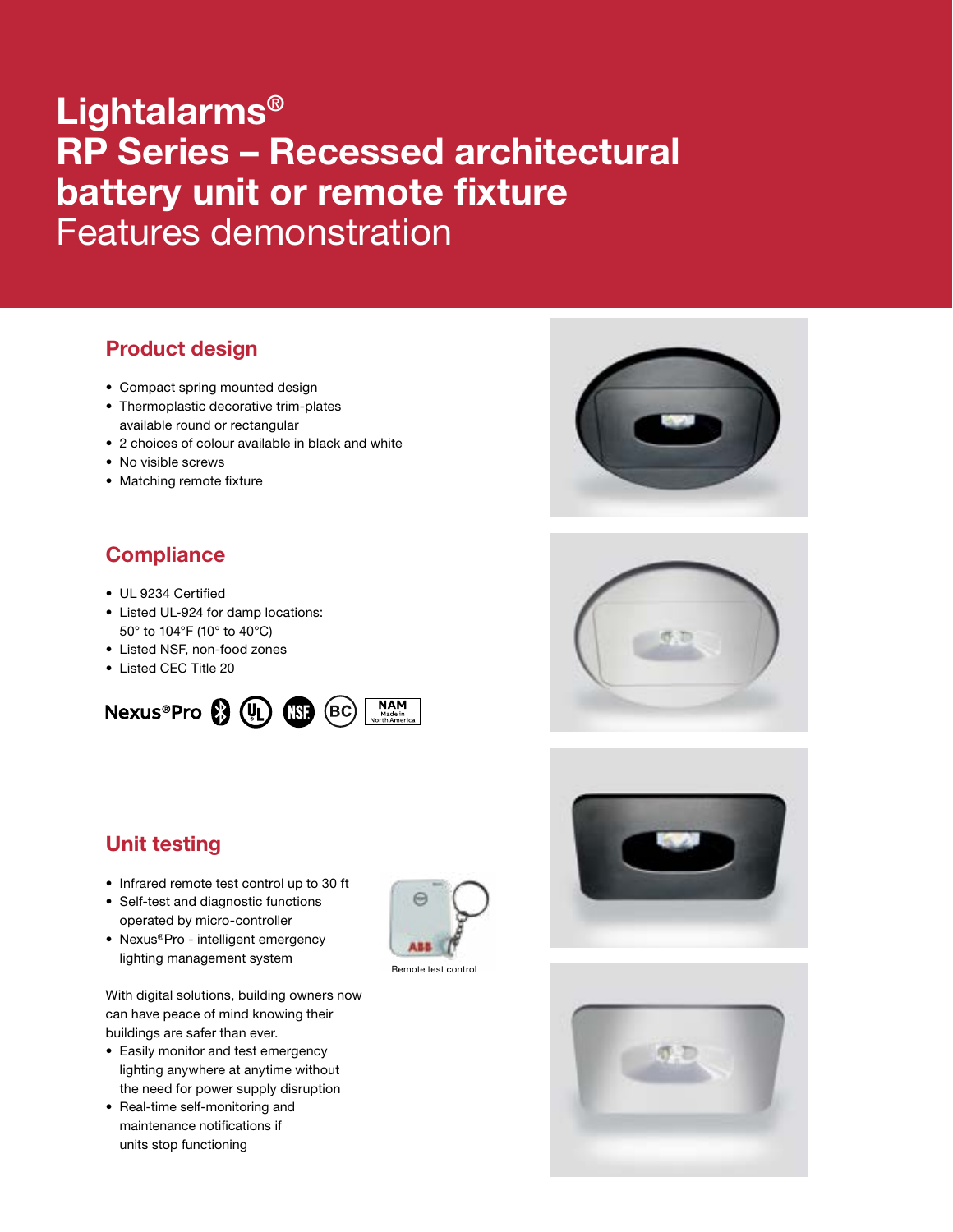# Lightalarms®
# RP Series – Recessed architectural battery unit or remote fixture
Features demonstration

## Product design

- Compact spring mounted design
- Thermoplastic decorative trim-plates available round or rectangular
- 2 choices of colour available in black and white
- No visible screws
- Matching remote fixture

## Compliance

- UL 9234 Certified
- Listed UL-924 for damp locations: 50° to 104°F (10° to 40°C)
- Listed NSF, non-food zones
- Listed CEC Title 20

Nexus®Pro

## Unit testing

- Infrared remote test control up to 30 ft
- Self-test and diagnostic functions operated by micro-controller
- Nexus®Pro - intelligent emergency lighting management system

Remote test control

With digital solutions, building owners now can have peace of mind knowing their buildings are safer than ever.

- Easily monitor and test emergency lighting anywhere at anytime without the need for power supply disruption
- Real-time self-monitoring and maintenance notifications if units stop functioning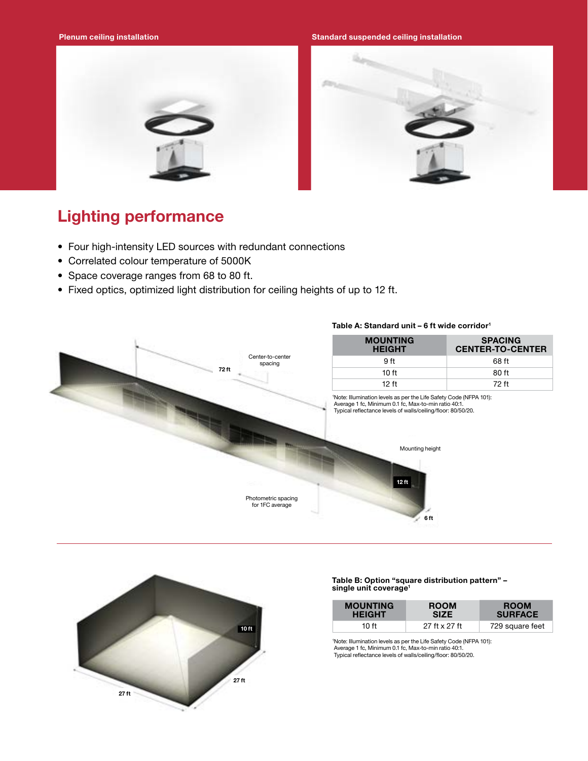Plenum ceiling installation

Standard suspended ceiling installation

## Lighting performance

- Four high-intensity LED sources with redundant connections
- Correlated colour temperature of 5000K
- Space coverage ranges from 68 to 80 ft.
- Fixed optics, optimized light distribution for ceiling heights of up to 12 ft.

72 ft

Center-to-center spacing

Mounting height

12 ft

Photometric spacing for 1FC average

6 ft

**Table A: Standard unit – 6 ft wide corridor[1]**

| MOUNTING HEIGHT | SPACING CENTER-TO-CENTER |
|---|---|
| 9 ft | 68 ft |
| 10 ft | 80 ft |
| 12 ft | 72 ft |

[1]Note: Illumination levels as per the Life Safety Code (NFPA 101):
Average 1 fc, Minimum 0.1 fc, Max-to-min ratio 40:1.
Typical reflectance levels of walls/ceiling/floor: 80/50/20.

10 ft

27 ft

27 ft

**Table B: Option "square distribution pattern" – single unit coverage[1]**

| MOUNTING HEIGHT | ROOM SIZE | ROOM SURFACE |
|---|---|---|
| 10 ft | 27 ft x 27 ft | 729 square feet |

[1]Note: Illumination levels as per the Life Safety Code (NFPA 101):
Average 1 fc, Minimum 0.1 fc, Max-to-min ratio 40:1.
Typical reflectance levels of walls/ceiling/floor: 80/50/20.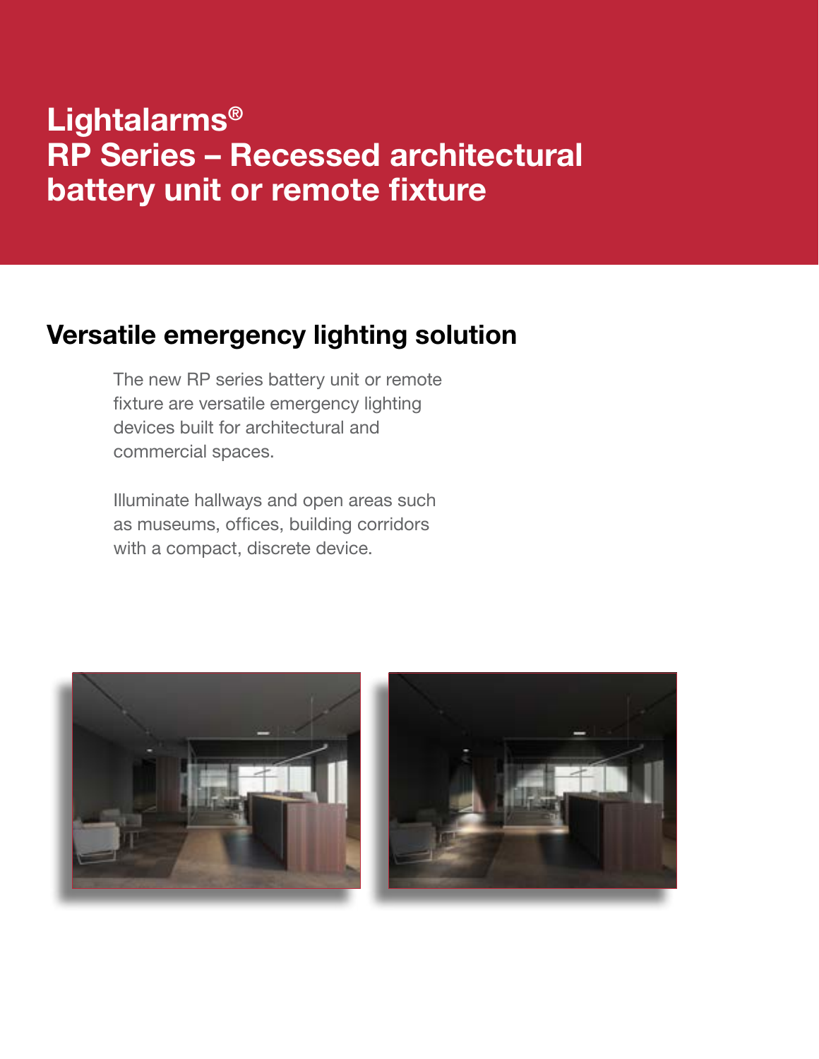# Lightalarms®
# RP Series – Recessed architectural battery unit or remote fixture

## Versatile emergency lighting solution

The new RP series battery unit or remote fixture are versatile emergency lighting devices built for architectural and commercial spaces.

Illuminate hallways and open areas such as museums, offices, building corridors with a compact, discrete device.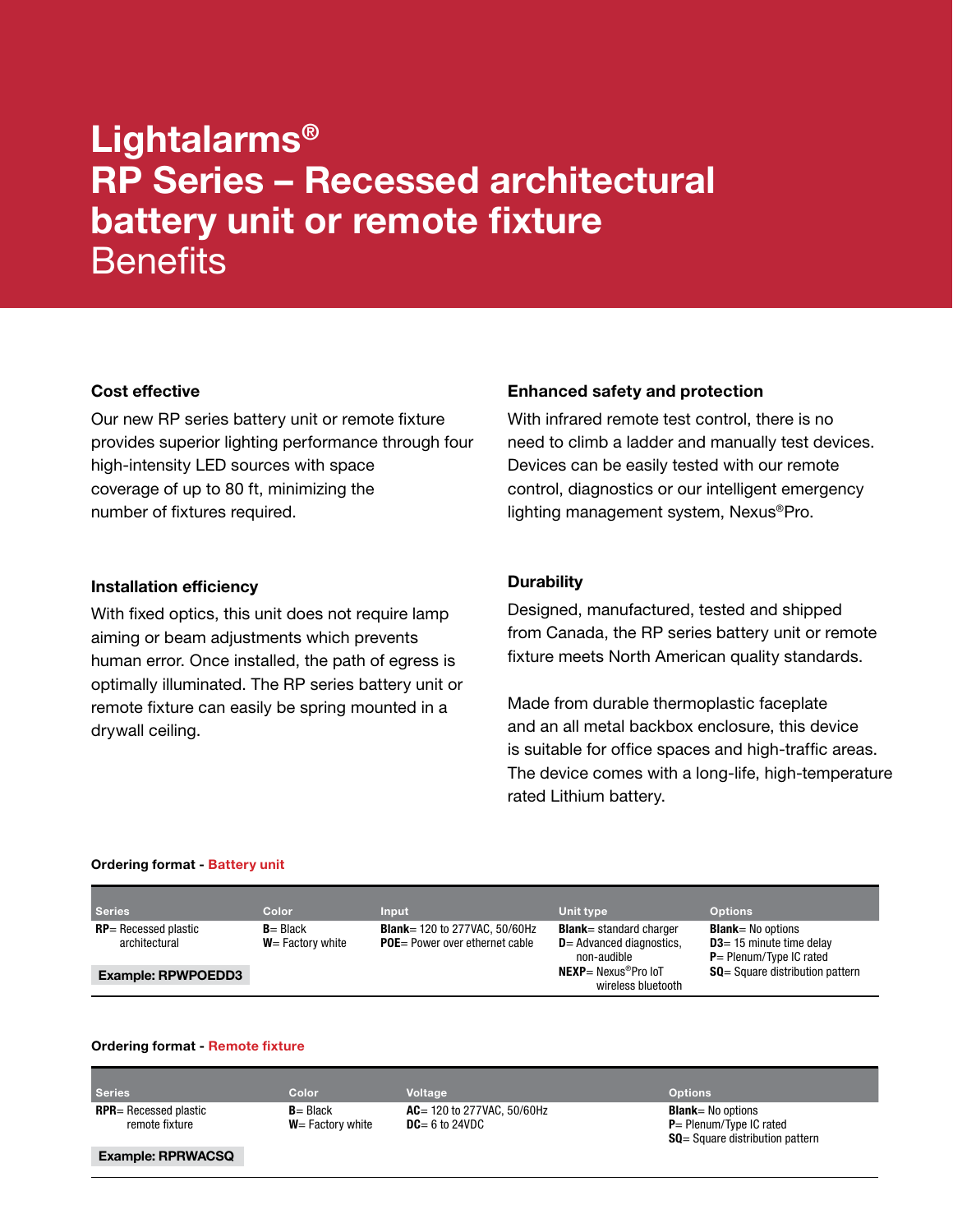# Lightalarms®
# RP Series – Recessed architectural battery unit or remote fixture
## Benefits

### Cost effective

Our new RP series battery unit or remote fixture provides superior lighting performance through four high-intensity LED sources with space coverage of up to 80 ft, minimizing the number of fixtures required.

### Installation efficiency

With fixed optics, this unit does not require lamp aiming or beam adjustments which prevents human error. Once installed, the path of egress is optimally illuminated. The RP series battery unit or remote fixture can easily be spring mounted in a drywall ceiling.

### Enhanced safety and protection

With infrared remote test control, there is no need to climb a ladder and manually test devices. Devices can be easily tested with our remote control, diagnostics or our intelligent emergency lighting management system, Nexus®Pro.

### Durability

Designed, manufactured, tested and shipped from Canada, the RP series battery unit or remote fixture meets North American quality standards.

Made from durable thermoplastic faceplate and an all metal backbox enclosure, this device is suitable for office spaces and high-traffic areas. The device comes with a long-life, high-temperature rated Lithium battery.

**Ordering format - Battery unit**

| Series | Color | Input | Unit type | Options |
|---|---|---|---|---|
| **RP**= Recessed plastic architectural | **B**= Black<br>**W**= Factory white | **Blank**= 120 to 277VAC, 50/60Hz<br>**POE**= Power over ethernet cable | **Blank**= standard charger<br>**D**= Advanced diagnostics, non-audible<br>**NEXP**= Nexus®Pro IoT wireless bluetooth | **Blank**= No options<br>**D3**= 15 minute time delay<br>**P**= Plenum/Type IC rated<br>**SQ**= Square distribution pattern |
| **Example: RPWPOEDD3** | | | | |

**Ordering format - Remote fixture**

| Series | Color | Voltage | Options |
|---|---|---|---|
| **RPR**= Recessed plastic remote fixture | **B**= Black<br>**W**= Factory white | **AC**= 120 to 277VAC, 50/60Hz<br>**DC**= 6 to 24VDC | **Blank**= No options<br>**P**= Plenum/Type IC rated<br>**SQ**= Square distribution pattern |
| **Example: RPRWACSQ** | | | |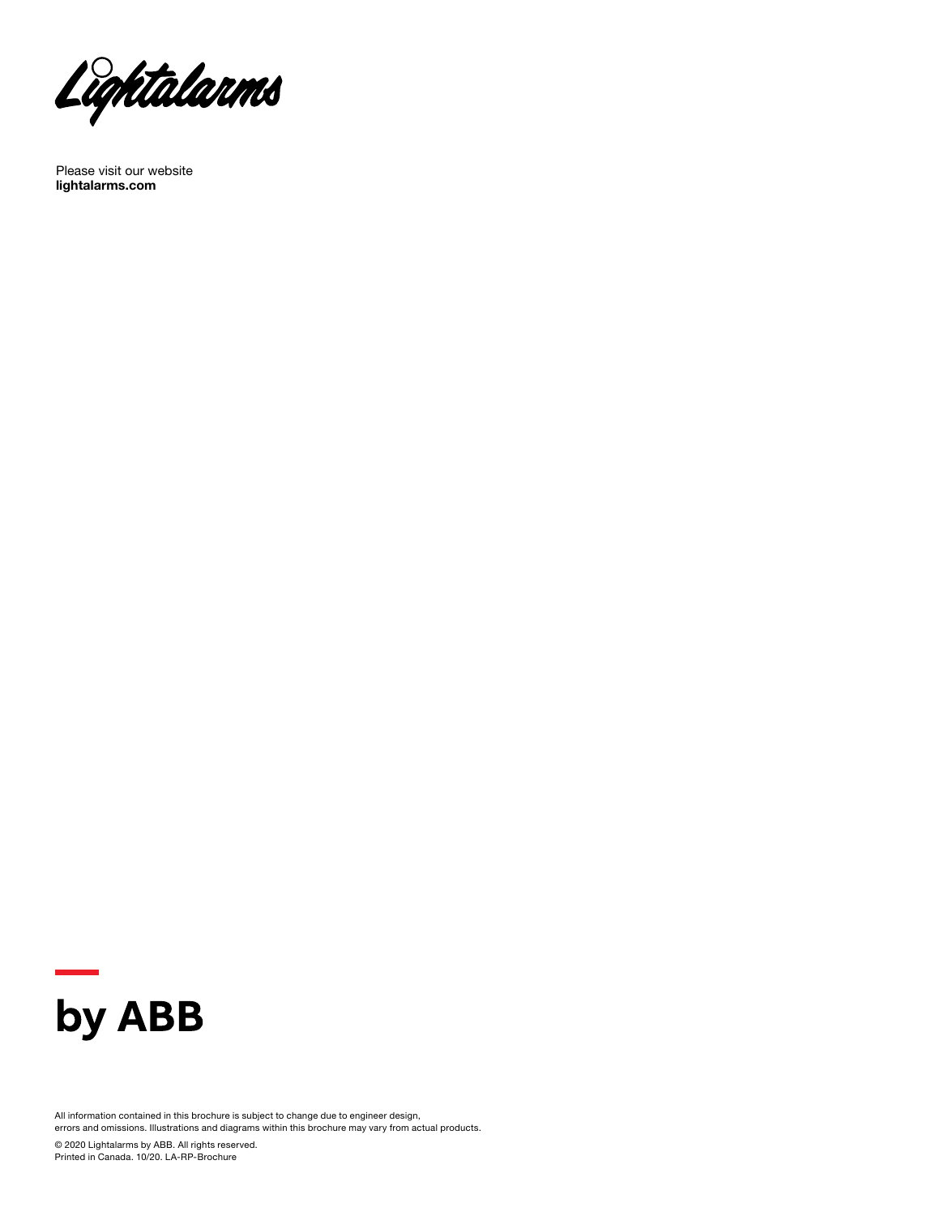Lightalarms

Please visit our website
**lightalarms.com**

**by ABB**

All information contained in this brochure is subject to change due to engineer design, errors and omissions. Illustrations and diagrams within this brochure may vary from actual products.

© 2020 Lightalarms by ABB. All rights reserved.
Printed in Canada. 10/20. LA-RP-Brochure